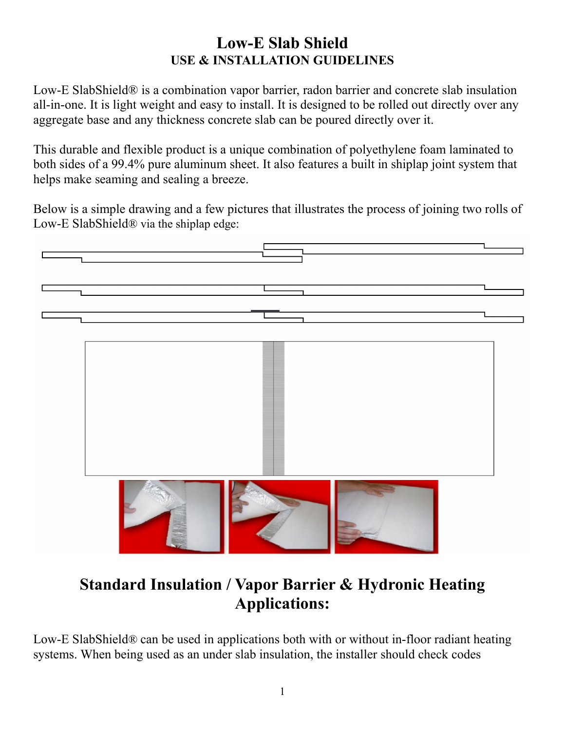# Low-E Slab Shield

**USE & INSTALLATION GUIDELINES**

Low-E SlabShield® is a combination vapor barrier, radon barrier and concrete slab insulation all-in-one. It is light weight and easy to install. It is designed to be rolled out directly over any aggregate base and any thickness concrete slab can be poured directly over it.

This durable and flexible product is a unique combination of polyethylene foam laminated to both sides of a 99.4% pure aluminum sheet. It also features a built in shiplap joint system that helps make seaming and sealing a breeze.

Below is a simple drawing and a few pictures that illustrates the process of joining two rolls of Low-E SlabShield® via the shiplap edge:

## Standard Insulation / Vapor Barrier & Hydronic Heating Applications:

Low-E SlabShield® can be used in applications both with or without in-floor radiant heating systems. When being used as an under slab insulation, the installer should check codes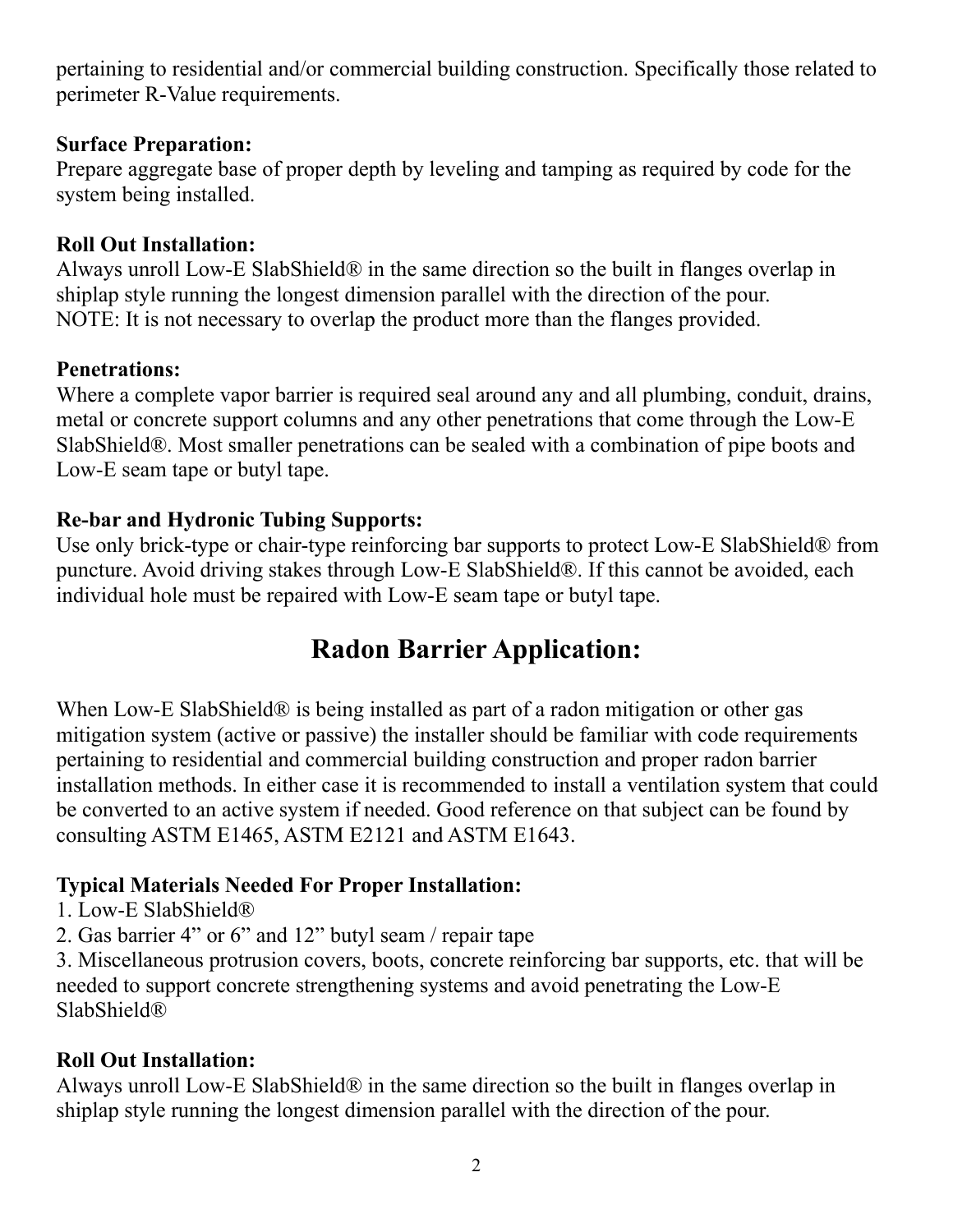pertaining to residential and/or commercial building construction. Specifically those related to perimeter R-Value requirements.

**Surface Preparation:**
Prepare aggregate base of proper depth by leveling and tamping as required by code for the system being installed.

**Roll Out Installation:**
Always unroll Low-E SlabShield® in the same direction so the built in flanges overlap in shiplap style running the longest dimension parallel with the direction of the pour.
NOTE: It is not necessary to overlap the product more than the flanges provided.

**Penetrations:**
Where a complete vapor barrier is required seal around any and all plumbing, conduit, drains, metal or concrete support columns and any other penetrations that come through the Low-E SlabShield®. Most smaller penetrations can be sealed with a combination of pipe boots and Low-E seam tape or butyl tape.

**Re-bar and Hydronic Tubing Supports:**
Use only brick-type or chair-type reinforcing bar supports to protect Low-E SlabShield® from puncture. Avoid driving stakes through Low-E SlabShield®. If this cannot be avoided, each individual hole must be repaired with Low-E seam tape or butyl tape.

## Radon Barrier Application:

When Low-E SlabShield® is being installed as part of a radon mitigation or other gas mitigation system (active or passive) the installer should be familiar with code requirements pertaining to residential and commercial building construction and proper radon barrier installation methods. In either case it is recommended to install a ventilation system that could be converted to an active system if needed. Good reference on that subject can be found by consulting ASTM E1465, ASTM E2121 and ASTM E1643.

**Typical Materials Needed For Proper Installation:**
1. Low-E SlabShield®
2. Gas barrier 4” or 6” and 12” butyl seam / repair tape
3. Miscellaneous protrusion covers, boots, concrete reinforcing bar supports, etc. that will be needed to support concrete strengthening systems and avoid penetrating the Low-E SlabShield®

**Roll Out Installation:**
Always unroll Low-E SlabShield® in the same direction so the built in flanges overlap in shiplap style running the longest dimension parallel with the direction of the pour.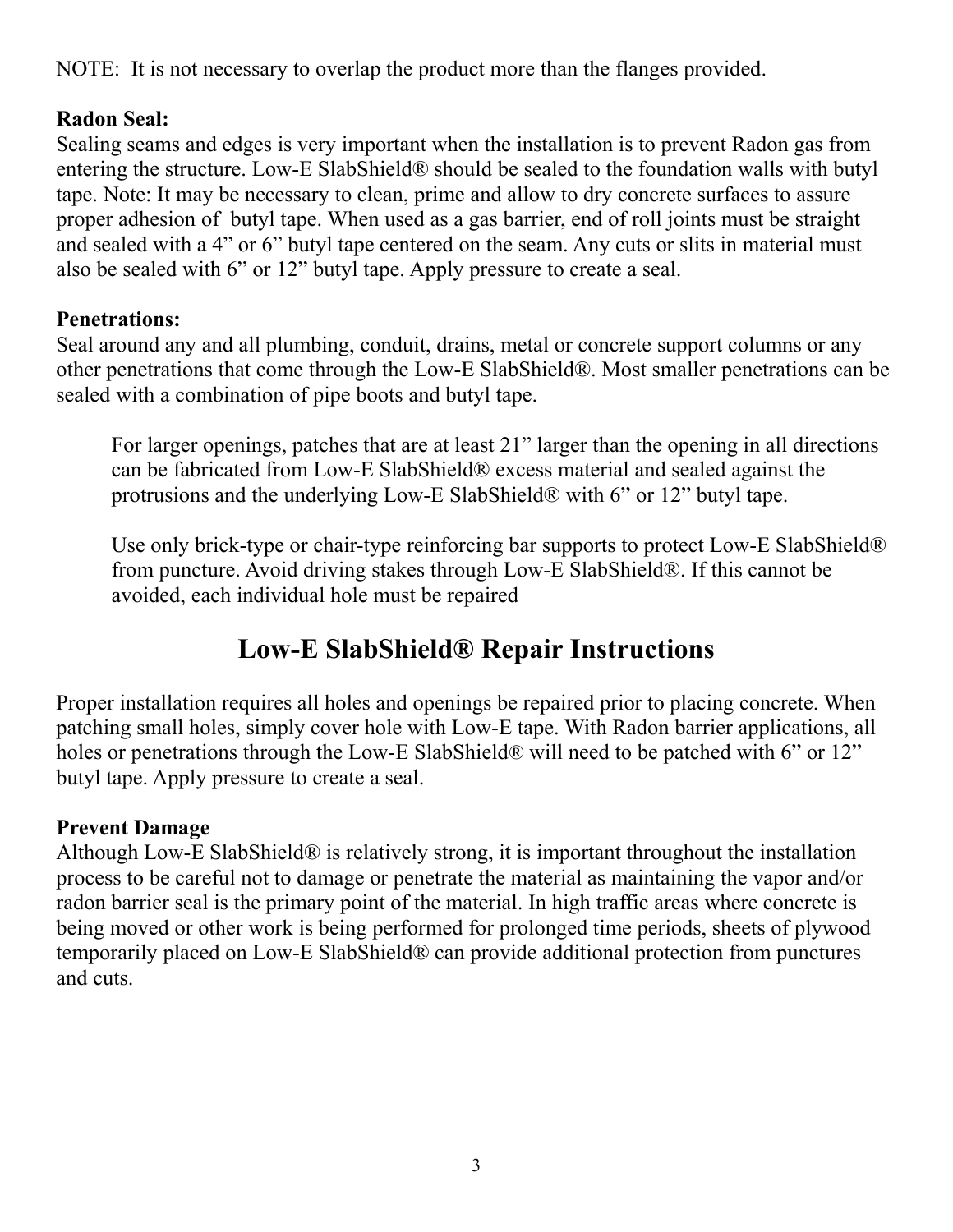NOTE: It is not necessary to overlap the product more than the flanges provided.

**Radon Seal:**
Sealing seams and edges is very important when the installation is to prevent Radon gas from entering the structure. Low-E SlabShield® should be sealed to the foundation walls with butyl tape. Note: It may be necessary to clean, prime and allow to dry concrete surfaces to assure proper adhesion of butyl tape. When used as a gas barrier, end of roll joints must be straight and sealed with a 4" or 6" butyl tape centered on the seam. Any cuts or slits in material must also be sealed with 6" or 12" butyl tape. Apply pressure to create a seal.

**Penetrations:**
Seal around any and all plumbing, conduit, drains, metal or concrete support columns or any other penetrations that come through the Low-E SlabShield®. Most smaller penetrations can be sealed with a combination of pipe boots and butyl tape.

For larger openings, patches that are at least 21" larger than the opening in all directions can be fabricated from Low-E SlabShield® excess material and sealed against the protrusions and the underlying Low-E SlabShield® with 6" or 12" butyl tape.

Use only brick-type or chair-type reinforcing bar supports to protect Low-E SlabShield® from puncture. Avoid driving stakes through Low-E SlabShield®. If this cannot be avoided, each individual hole must be repaired

## Low-E SlabShield® Repair Instructions

Proper installation requires all holes and openings be repaired prior to placing concrete. When patching small holes, simply cover hole with Low-E tape. With Radon barrier applications, all holes or penetrations through the Low-E SlabShield® will need to be patched with 6" or 12" butyl tape. Apply pressure to create a seal.

**Prevent Damage**
Although Low-E SlabShield® is relatively strong, it is important throughout the installation process to be careful not to damage or penetrate the material as maintaining the vapor and/or radon barrier seal is the primary point of the material. In high traffic areas where concrete is being moved or other work is being performed for prolonged time periods, sheets of plywood temporarily placed on Low-E SlabShield® can provide additional protection from punctures and cuts.